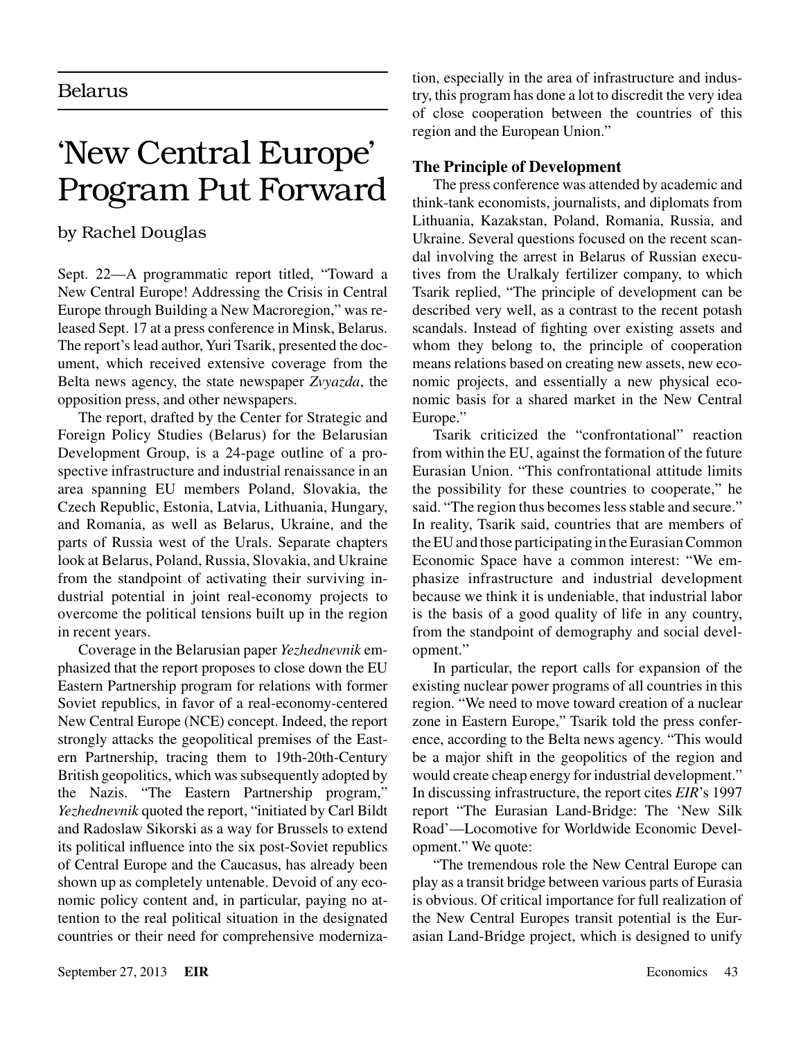Belarus

# 'New Central Europe' Program Put Forward

by Rachel Douglas

Sept. 22—A programmatic report titled, "Toward a New Central Europe! Addressing the Crisis in Central Europe through Building a New Macroregion," was released Sept. 17 at a press conference in Minsk, Belarus. The report's lead author, Yuri Tsarik, presented the document, which received extensive coverage from the Belta news agency, the state newspaper *Zvyazda*, the opposition press, and other newspapers.

The report, drafted by the Center for Strategic and Foreign Policy Studies (Belarus) for the Belarusian Development Group, is a 24-page outline of a prospective infrastructure and industrial renaissance in an area spanning EU members Poland, Slovakia, the Czech Republic, Estonia, Latvia, Lithuania, Hungary, and Romania, as well as Belarus, Ukraine, and the parts of Russia west of the Urals. Separate chapters look at Belarus, Poland, Russia, Slovakia, and Ukraine from the standpoint of activating their surviving industrial potential in joint real-economy projects to overcome the political tensions built up in the region in recent years.

Coverage in the Belarusian paper *Yezhednevnik* emphasized that the report proposes to close down the EU Eastern Partnership program for relations with former Soviet republics, in favor of a real-economy-centered New Central Europe (NCE) concept. Indeed, the report strongly attacks the geopolitical premises of the Eastern Partnership, tracing them to 19th-20th-Century British geopolitics, which was subsequently adopted by the Nazis. "The Eastern Partnership program," *Yezhednevnik* quoted the report, "initiated by Carl Bildt and Radoslaw Sikorski as a way for Brussels to extend its political influence into the six post-Soviet republics of Central Europe and the Caucasus, has already been shown up as completely untenable. Devoid of any economic policy content and, in particular, paying no attention to the real political situation in the designated countries or their need for comprehensive modernization, especially in the area of infrastructure and industry, this program has done a lot to discredit the very idea of close cooperation between the countries of this region and the European Union."

### The Principle of Development

The press conference was attended by academic and think-tank economists, journalists, and diplomats from Lithuania, Kazakstan, Poland, Romania, Russia, and Ukraine. Several questions focused on the recent scandal involving the arrest in Belarus of Russian executives from the Uralkaly fertilizer company, to which Tsarik replied, "The principle of development can be described very well, as a contrast to the recent potash scandals. Instead of fighting over existing assets and whom they belong to, the principle of cooperation means relations based on creating new assets, new economic projects, and essentially a new physical economic basis for a shared market in the New Central Europe."

Tsarik criticized the "confrontational" reaction from within the EU, against the formation of the future Eurasian Union. "This confrontational attitude limits the possibility for these countries to cooperate," he said. "The region thus becomes less stable and secure." In reality, Tsarik said, countries that are members of the EU and those participating in the Eurasian Common Economic Space have a common interest: "We emphasize infrastructure and industrial development because we think it is undeniable, that industrial labor is the basis of a good quality of life in any country, from the standpoint of demography and social development."

In particular, the report calls for expansion of the existing nuclear power programs of all countries in this region. "We need to move toward creation of a nuclear zone in Eastern Europe," Tsarik told the press conference, according to the Belta news agency. "This would be a major shift in the geopolitics of the region and would create cheap energy for industrial development." In discussing infrastructure, the report cites *EIR*'s 1997 report "The Eurasian Land-Bridge: The 'New Silk Road'—Locomotive for Worldwide Economic Development." We quote:

"The tremendous role the New Central Europe can play as a transit bridge between various parts of Eurasia is obvious. Of critical importance for full realization of the New Central Europes transit potential is the Eurasian Land-Bridge project, which is designed to unify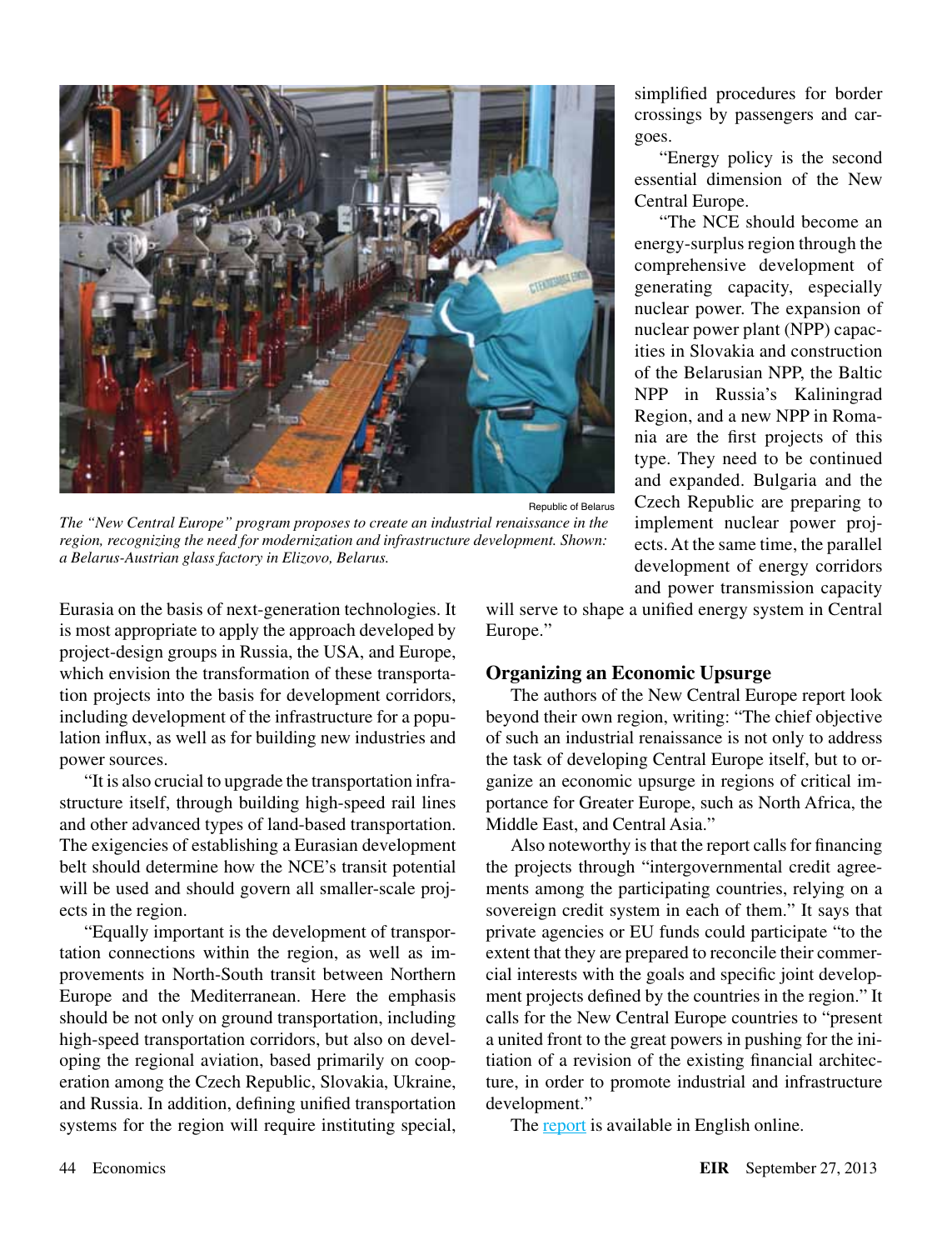Republic of Belarus

*The "New Central Europe" program proposes to create an industrial renaissance in the region, recognizing the need for modernization and infrastructure development. Shown: a Belarus-Austrian glass factory in Elizovo, Belarus.*

Eurasia on the basis of next-generation technologies. It is most appropriate to apply the approach developed by project-design groups in Russia, the USA, and Europe, which envision the transformation of these transportation projects into the basis for development corridors, including development of the infrastructure for a population influx, as well as for building new industries and power sources.

"It is also crucial to upgrade the transportation infrastructure itself, through building high-speed rail lines and other advanced types of land-based transportation. The exigencies of establishing a Eurasian development belt should determine how the NCE's transit potential will be used and should govern all smaller-scale projects in the region.

"Equally important is the development of transportation connections within the region, as well as improvements in North-South transit between Northern Europe and the Mediterranean. Here the emphasis should be not only on ground transportation, including high-speed transportation corridors, but also on developing the regional aviation, based primarily on cooperation among the Czech Republic, Slovakia, Ukraine, and Russia. In addition, defining unified transportation systems for the region will require instituting special, simplified procedures for border crossings by passengers and cargoes.

"Energy policy is the second essential dimension of the New Central Europe.

"The NCE should become an energy-surplus region through the comprehensive development of generating capacity, especially nuclear power. The expansion of nuclear power plant (NPP) capacities in Slovakia and construction of the Belarusian NPP, the Baltic NPP in Russia's Kaliningrad Region, and a new NPP in Romania are the first projects of this type. They need to be continued and expanded. Bulgaria and the Czech Republic are preparing to implement nuclear power projects. At the same time, the parallel development of energy corridors and power transmission capacity will serve to shape a unified energy system in Central Europe."

## Organizing an Economic Upsurge

The authors of the New Central Europe report look beyond their own region, writing: "The chief objective of such an industrial renaissance is not only to address the task of developing Central Europe itself, but to organize an economic upsurge in regions of critical importance for Greater Europe, such as North Africa, the Middle East, and Central Asia."

Also noteworthy is that the report calls for financing the projects through "intergovernmental credit agreements among the participating countries, relying on a sovereign credit system in each of them." It says that private agencies or EU funds could participate "to the extent that they are prepared to reconcile their commercial interests with the goals and specific joint development projects defined by the countries in the region." It calls for the New Central Europe countries to "present a united front to the great powers in pushing for the initiation of a revision of the existing financial architecture, in order to promote industrial and infrastructure development."

The report is available in English online.